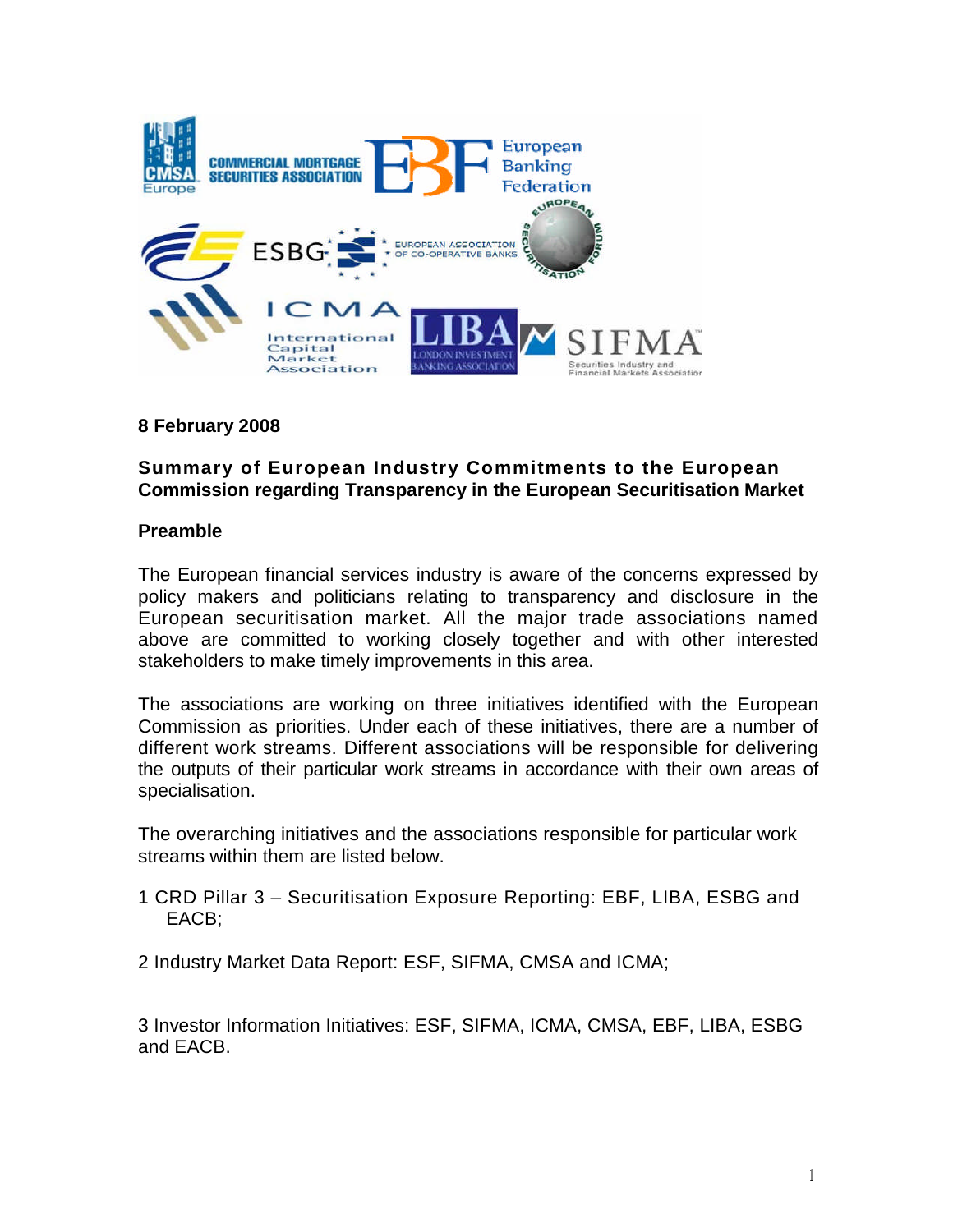**8 February 2008**

## Summary of European Industry Commitments to the European Commission regarding Transparency in the European Securitisation Market

### Preamble

The European financial services industry is aware of the concerns expressed by policy makers and politicians relating to transparency and disclosure in the European securitisation market. All the major trade associations named above are committed to working closely together and with other interested stakeholders to make timely improvements in this area.

The associations are working on three initiatives identified with the European Commission as priorities. Under each of these initiatives, there are a number of different work streams. Different associations will be responsible for delivering the outputs of their particular work streams in accordance with their own areas of specialisation.

The overarching initiatives and the associations responsible for particular work streams within them are listed below.

1 CRD Pillar 3 – Securitisation Exposure Reporting: EBF, LIBA, ESBG and EACB;

2 Industry Market Data Report: ESF, SIFMA, CMSA and ICMA;

3 Investor Information Initiatives: ESF, SIFMA, ICMA, CMSA, EBF, LIBA, ESBG and EACB.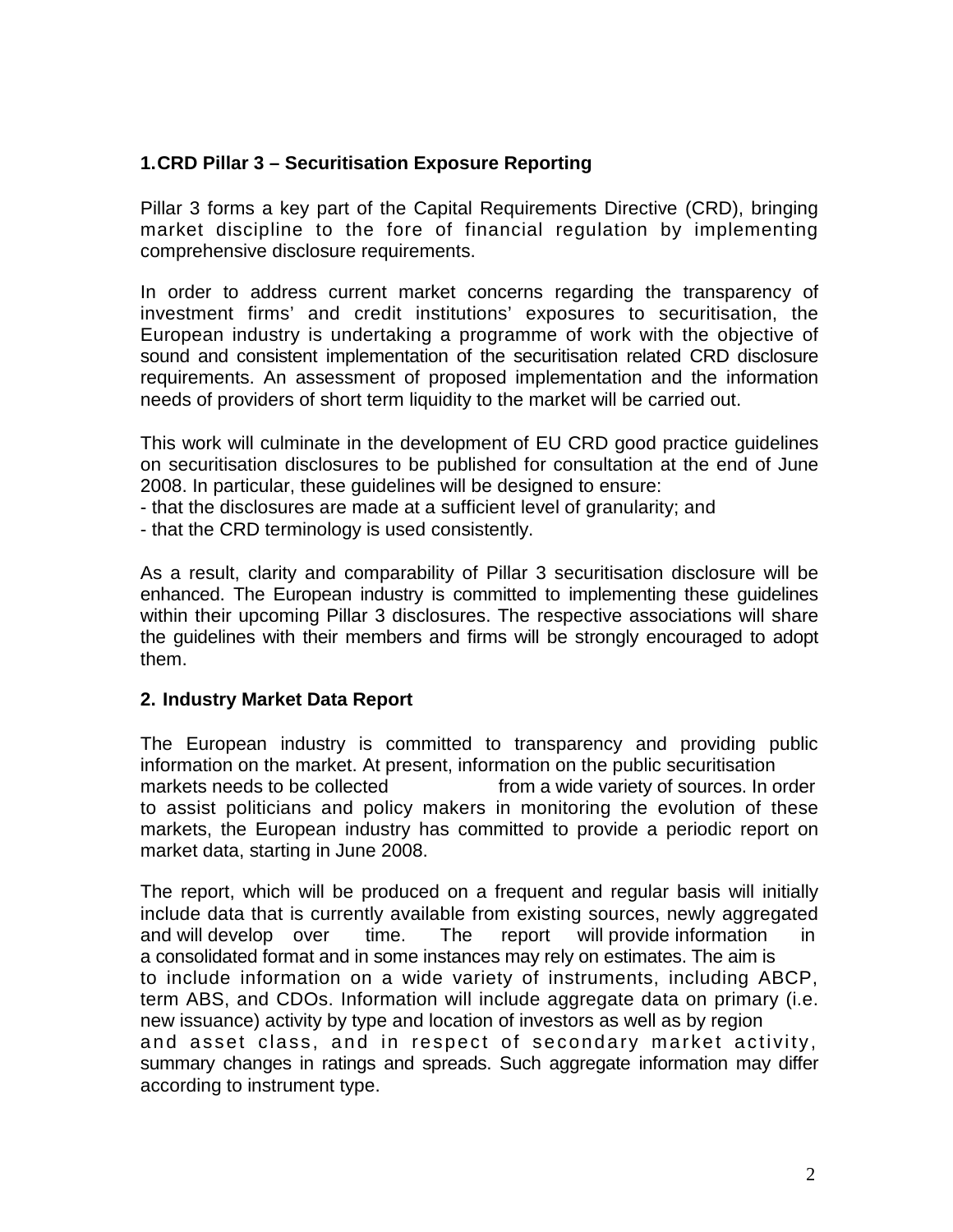### 1. CRD Pillar 3 – Securitisation Exposure Reporting

Pillar 3 forms a key part of the Capital Requirements Directive (CRD), bringing market discipline to the fore of financial regulation by implementing comprehensive disclosure requirements.

In order to address current market concerns regarding the transparency of investment firms' and credit institutions' exposures to securitisation, the European industry is undertaking a programme of work with the objective of sound and consistent implementation of the securitisation related CRD disclosure requirements. An assessment of proposed implementation and the information needs of providers of short term liquidity to the market will be carried out.

This work will culminate in the development of EU CRD good practice guidelines on securitisation disclosures to be published for consultation at the end of June 2008. In particular, these guidelines will be designed to ensure:

- that the disclosures are made at a sufficient level of granularity; and
- that the CRD terminology is used consistently.

As a result, clarity and comparability of Pillar 3 securitisation disclosure will be enhanced. The European industry is committed to implementing these guidelines within their upcoming Pillar 3 disclosures. The respective associations will share the guidelines with their members and firms will be strongly encouraged to adopt them.

### 2. Industry Market Data Report

The European industry is committed to transparency and providing public information on the market. At present, information on the public securitisation markets needs to be collected from a wide variety of sources. In order to assist politicians and policy makers in monitoring the evolution of these markets, the European industry has committed to provide a periodic report on market data, starting in June 2008.

The report, which will be produced on a frequent and regular basis will initially include data that is currently available from existing sources, newly aggregated and will develop over time. The report will provide information in a consolidated format and in some instances may rely on estimates. The aim is to include information on a wide variety of instruments, including ABCP, term ABS, and CDOs. Information will include aggregate data on primary (i.e. new issuance) activity by type and location of investors as well as by region and asset class, and in respect of secondary market activity, summary changes in ratings and spreads. Such aggregate information may differ according to instrument type.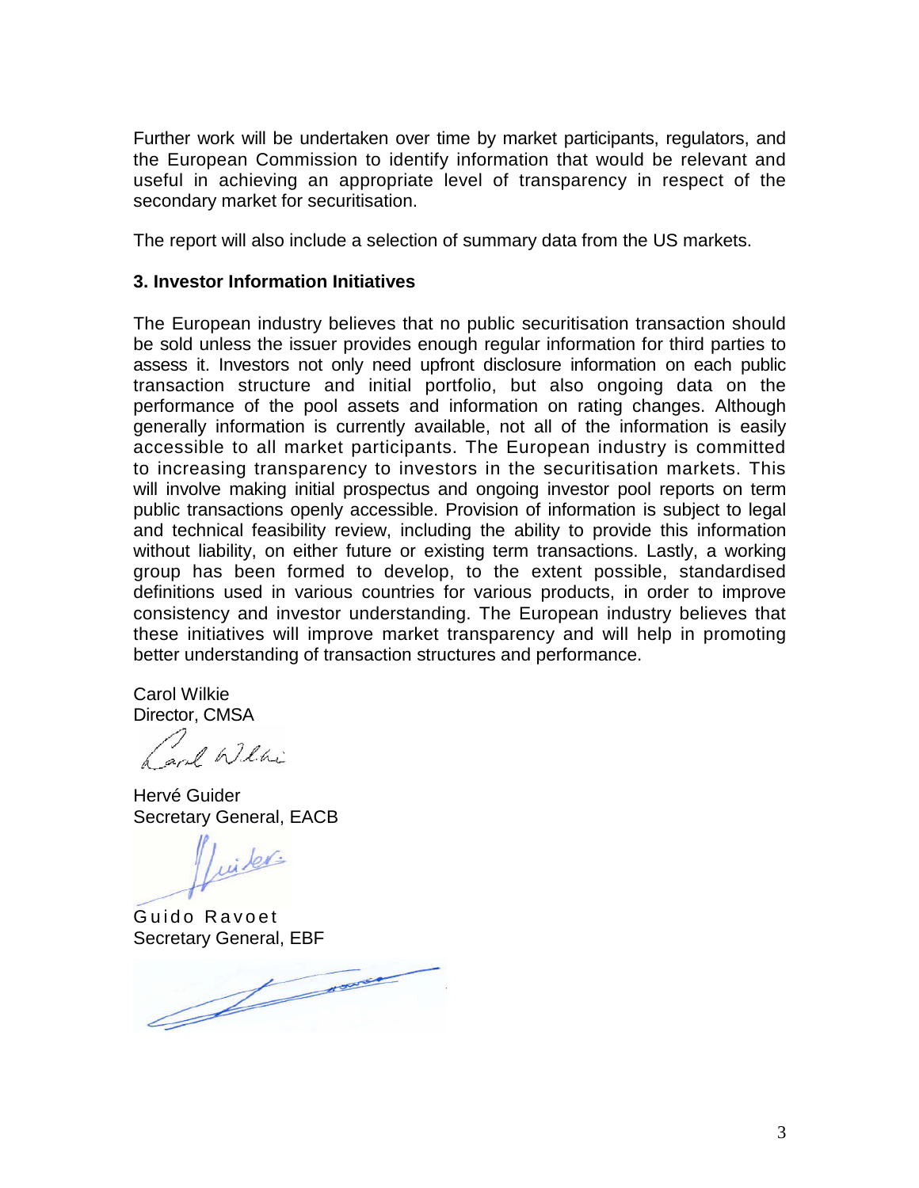Further work will be undertaken over time by market participants, regulators, and the European Commission to identify information that would be relevant and useful in achieving an appropriate level of transparency in respect of the secondary market for securitisation.

The report will also include a selection of summary data from the US markets.

### 3. Investor Information Initiatives

The European industry believes that no public securitisation transaction should be sold unless the issuer provides enough regular information for third parties to assess it. Investors not only need upfront disclosure information on each public transaction structure and initial portfolio, but also ongoing data on the performance of the pool assets and information on rating changes. Although generally information is currently available, not all of the information is easily accessible to all market participants. The European industry is committed to increasing transparency to investors in the securitisation markets. This will involve making initial prospectus and ongoing investor pool reports on term public transactions openly accessible. Provision of information is subject to legal and technical feasibility review, including the ability to provide this information without liability, on either future or existing term transactions. Lastly, a working group has been formed to develop, to the extent possible, standardised definitions used in various countries for various products, in order to improve consistency and investor understanding. The European industry believes that these initiatives will improve market transparency and will help in promoting better understanding of transaction structures and performance.

Carol Wilkie
Director, CMSA

Hervé Guider
Secretary General, EACB

Guido Ravoet
Secretary General, EBF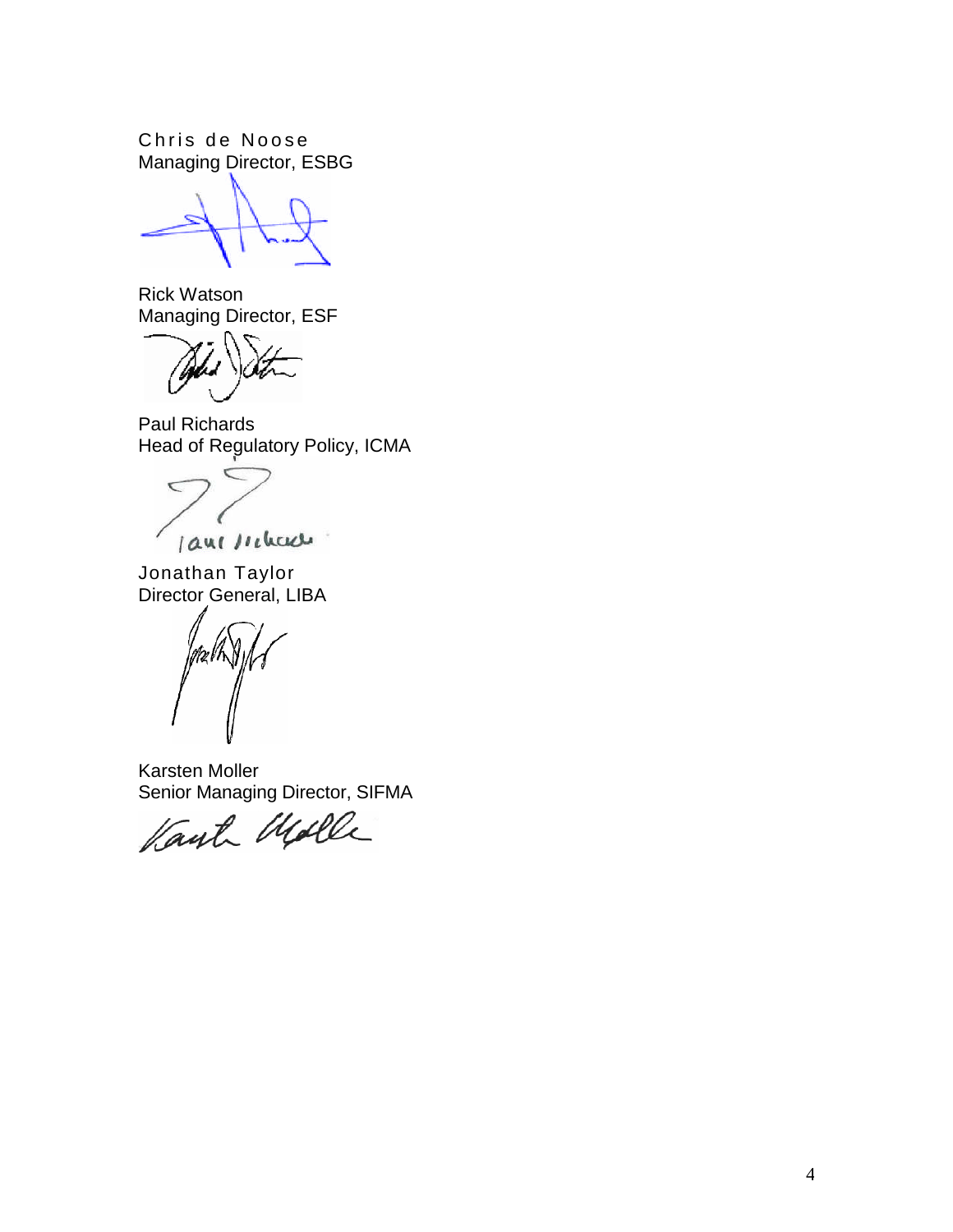Chris de Noose
Managing Director, ESBG

Rick Watson
Managing Director, ESF

Paul Richards
Head of Regulatory Policy, ICMA

Jonathan Taylor
Director General, LIBA

Karsten Moller
Senior Managing Director, SIFMA